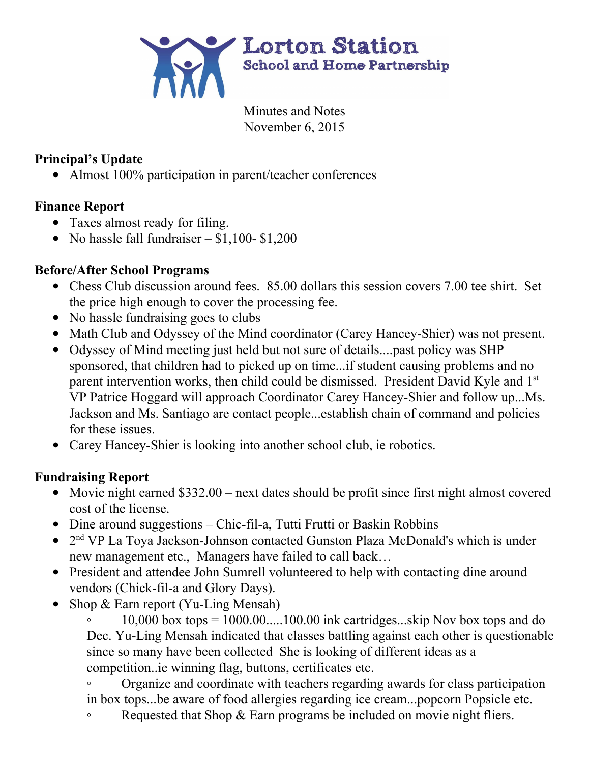# Lorton Station

## School and Home Partnership

Minutes and Notes
November 6, 2015

**Principal's Update**

- Almost 100% participation in parent/teacher conferences

**Finance Report**

- Taxes almost ready for filing.
- No hassle fall fundraiser – $1,100- $1,200

**Before/After School Programs**

- Chess Club discussion around fees. 85.00 dollars this session covers 7.00 tee shirt. Set the price high enough to cover the processing fee.
- No hassle fundraising goes to clubs
- Math Club and Odyssey of the Mind coordinator (Carey Hancey-Shier) was not present.
- Odyssey of Mind meeting just held but not sure of details....past policy was SHP sponsored, that children had to picked up on time...if student causing problems and no parent intervention works, then child could be dismissed. President David Kyle and 1st VP Patrice Hoggard will approach Coordinator Carey Hancey-Shier and follow up...Ms. Jackson and Ms. Santiago are contact people...establish chain of command and policies for these issues.
- Carey Hancey-Shier is looking into another school club, ie robotics.

**Fundraising Report**

- Movie night earned $332.00 – next dates should be profit since first night almost covered cost of the license.
- Dine around suggestions – Chic-fil-a, Tutti Frutti or Baskin Robbins
- 2nd VP La Toya Jackson-Johnson contacted Gunston Plaza McDonald's which is under new management etc., Managers have failed to call back…
- President and attendee John Sumrell volunteered to help with contacting dine around vendors (Chick-fil-a and Glory Days).
- Shop & Earn report (Yu-Ling Mensah)
  - 10,000 box tops = 1000.00.....100.00 ink cartridges...skip Nov box tops and do Dec. Yu-Ling Mensah indicated that classes battling against each other is questionable since so many have been collected She is looking of different ideas as a competition..ie winning flag, buttons, certificates etc.
  - Organize and coordinate with teachers regarding awards for class participation in box tops...be aware of food allergies regarding ice cream...popcorn Popsicle etc.
  - Requested that Shop & Earn programs be included on movie night fliers.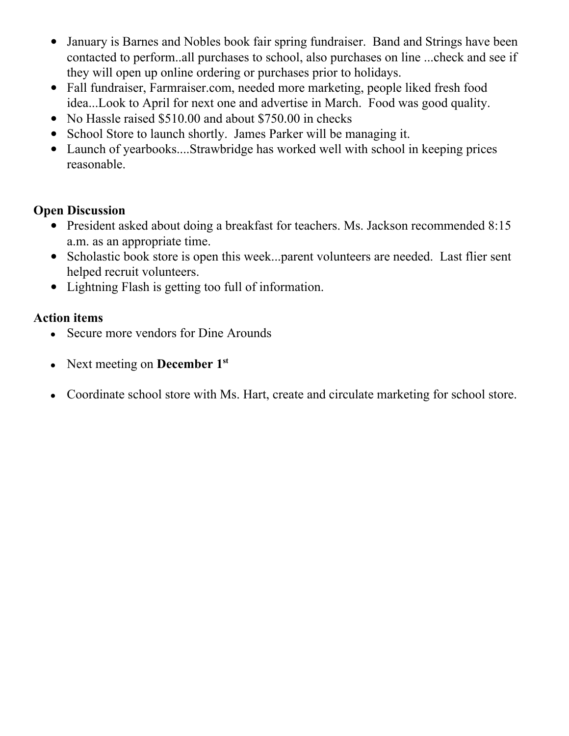- January is Barnes and Nobles book fair spring fundraiser. Band and Strings have been contacted to perform..all purchases to school, also purchases on line ...check and see if they will open up online ordering or purchases prior to holidays.
- Fall fundraiser, Farmraiser.com, needed more marketing, people liked fresh food idea...Look to April for next one and advertise in March. Food was good quality.
- No Hassle raised $510.00 and about $750.00 in checks
- School Store to launch shortly. James Parker will be managing it.
- Launch of yearbooks....Strawbridge has worked well with school in keeping prices reasonable.

**Open Discussion**

- President asked about doing a breakfast for teachers. Ms. Jackson recommended 8:15 a.m. as an appropriate time.
- Scholastic book store is open this week...parent volunteers are needed. Last flier sent helped recruit volunteers.
- Lightning Flash is getting too full of information.

**Action items**

- Secure more vendors for Dine Arounds
- Next meeting on **December 1st**
- Coordinate school store with Ms. Hart, create and circulate marketing for school store.